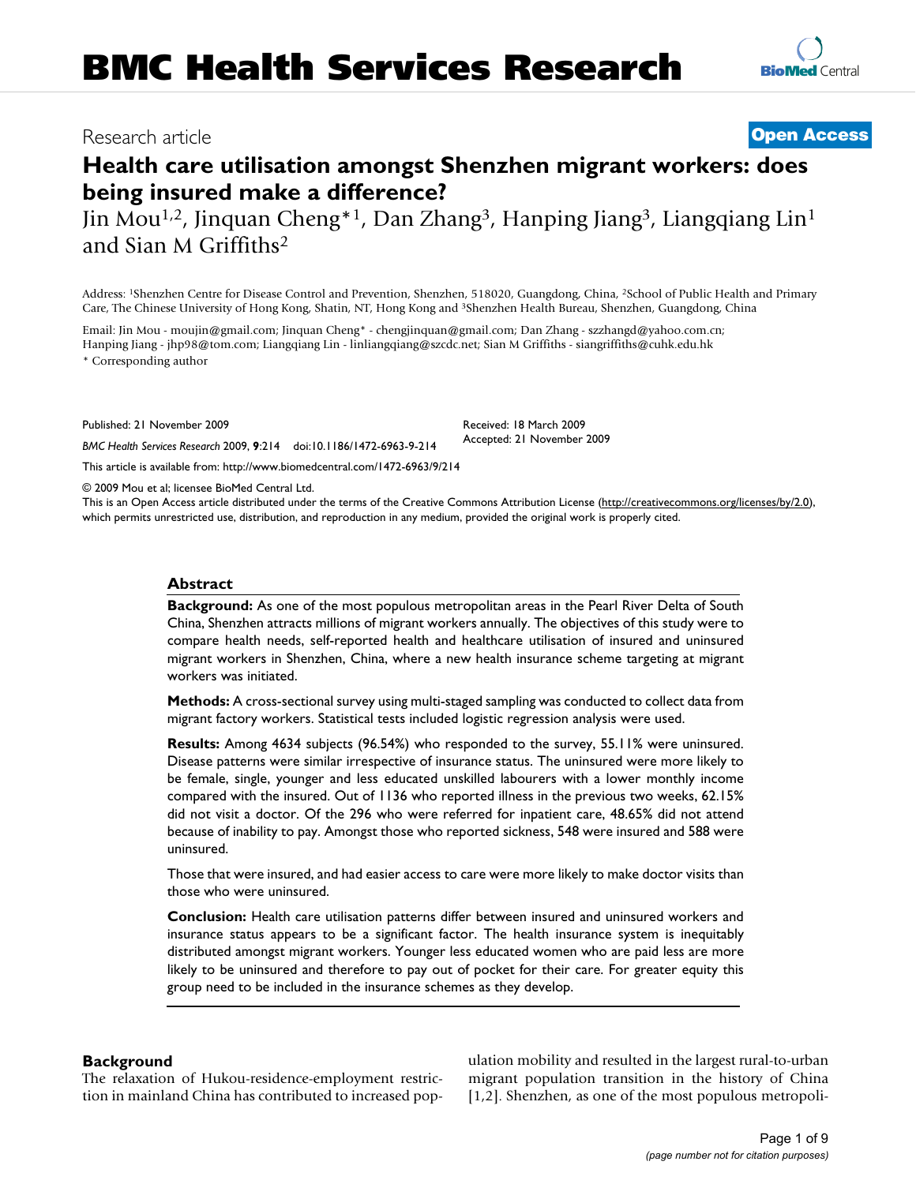# Health care utilisation amongst Shenzhen migrant workers: does being insured make a difference?

Jin Mou[1,2], Jinquan Cheng*[1], Dan Zhang[3], Hanping Jiang[3], Liangqiang Lin[1] and Sian M Griffiths[2]

Address: [1]Shenzhen Centre for Disease Control and Prevention, Shenzhen, 518020, Guangdong, China, [2]School of Public Health and Primary Care, The Chinese University of Hong Kong, Shatin, NT, Hong Kong and [3]Shenzhen Health Bureau, Shenzhen, Guangdong, China

Email: Jin Mou - moujin@gmail.com; Jinquan Cheng* - chengjinquan@gmail.com; Dan Zhang - szzhangd@yahoo.com.cn; Hanping Jiang - jhp98@tom.com; Liangqiang Lin - linliangqiang@szcdc.net; Sian M Griffiths - siangriffiths@cuhk.edu.hk

* Corresponding author

Published: 21 November 2009

*BMC Health Services Research* 2009, **9**:214 doi:10.1186/1472-6963-9-214

Received: 18 March 2009
Accepted: 21 November 2009

This article is available from: http://www.biomedcentral.com/1472-6963/9/214

© 2009 Mou et al; licensee BioMed Central Ltd.
This is an Open Access article distributed under the terms of the Creative Commons Attribution License (http://creativecommons.org/licenses/by/2.0), which permits unrestricted use, distribution, and reproduction in any medium, provided the original work is properly cited.

## Abstract

**Background:** As one of the most populous metropolitan areas in the Pearl River Delta of South China, Shenzhen attracts millions of migrant workers annually. The objectives of this study were to compare health needs, self-reported health and healthcare utilisation of insured and uninsured migrant workers in Shenzhen, China, where a new health insurance scheme targeting at migrant workers was initiated.

**Methods:** A cross-sectional survey using multi-staged sampling was conducted to collect data from migrant factory workers. Statistical tests included logistic regression analysis were used.

**Results:** Among 4634 subjects (96.54%) who responded to the survey, 55.11% were uninsured. Disease patterns were similar irrespective of insurance status. The uninsured were more likely to be female, single, younger and less educated unskilled labourers with a lower monthly income compared with the insured. Out of 1136 who reported illness in the previous two weeks, 62.15% did not visit a doctor. Of the 296 who were referred for inpatient care, 48.65% did not attend because of inability to pay. Amongst those who reported sickness, 548 were insured and 588 were uninsured.

Those that were insured, and had easier access to care were more likely to make doctor visits than those who were uninsured.

**Conclusion:** Health care utilisation patterns differ between insured and uninsured workers and insurance status appears to be a significant factor. The health insurance system is inequitably distributed amongst migrant workers. Younger less educated women who are paid less are more likely to be uninsured and therefore to pay out of pocket for their care. For greater equity this group need to be included in the insurance schemes as they develop.

## Background

The relaxation of Hukou-residence-employment restriction in mainland China has contributed to increased population mobility and resulted in the largest rural-to-urban migrant population transition in the history of China [1,2]. Shenzhen, as one of the most populous metropoli-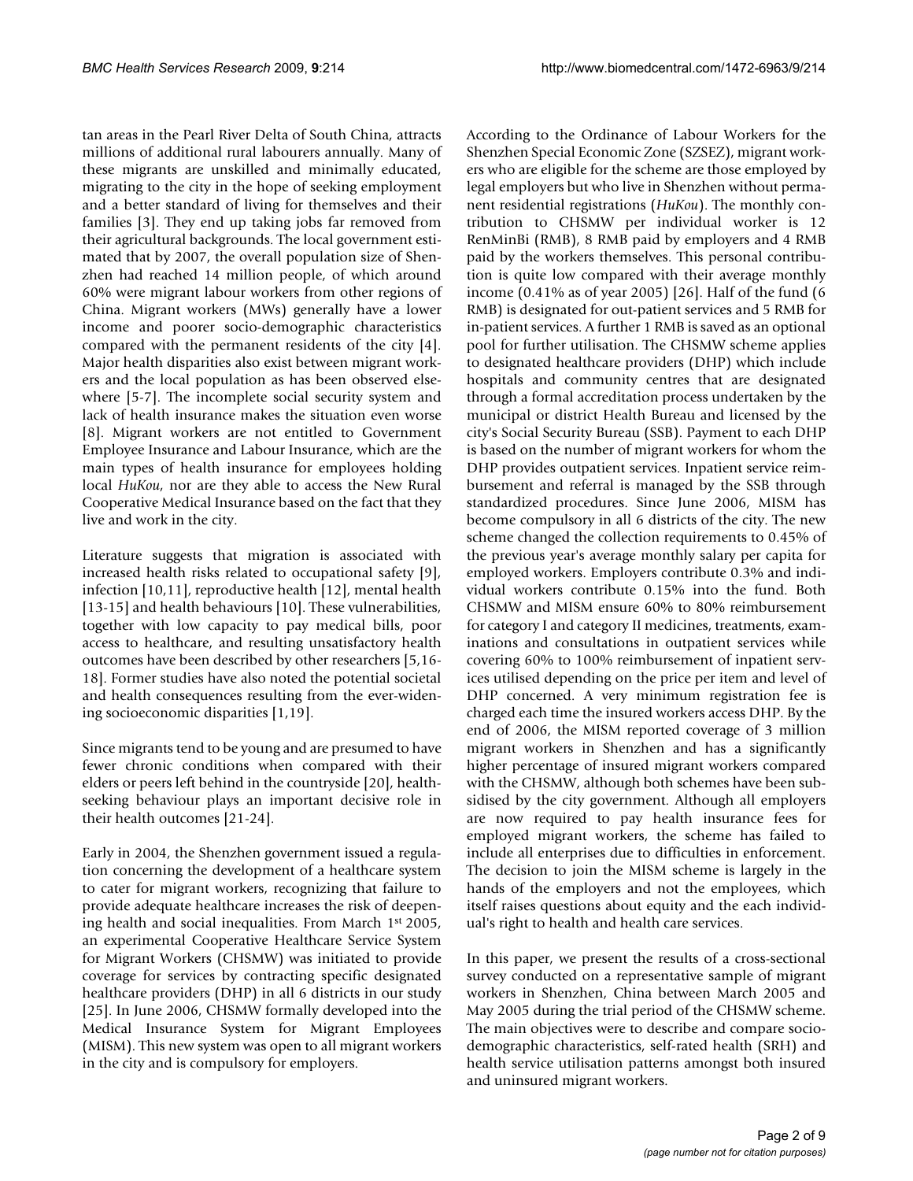tan areas in the Pearl River Delta of South China, attracts millions of additional rural labourers annually. Many of these migrants are unskilled and minimally educated, migrating to the city in the hope of seeking employment and a better standard of living for themselves and their families [3]. They end up taking jobs far removed from their agricultural backgrounds. The local government estimated that by 2007, the overall population size of Shenzhen had reached 14 million people, of which around 60% were migrant labour workers from other regions of China. Migrant workers (MWs) generally have a lower income and poorer socio-demographic characteristics compared with the permanent residents of the city [4]. Major health disparities also exist between migrant workers and the local population as has been observed elsewhere [5-7]. The incomplete social security system and lack of health insurance makes the situation even worse [8]. Migrant workers are not entitled to Government Employee Insurance and Labour Insurance, which are the main types of health insurance for employees holding local *HuKou*, nor are they able to access the New Rural Cooperative Medical Insurance based on the fact that they live and work in the city.

Literature suggests that migration is associated with increased health risks related to occupational safety [9], infection [10,11], reproductive health [12], mental health [13-15] and health behaviours [10]. These vulnerabilities, together with low capacity to pay medical bills, poor access to healthcare, and resulting unsatisfactory health outcomes have been described by other researchers [5,16-18]. Former studies have also noted the potential societal and health consequences resulting from the ever-widening socioeconomic disparities [1,19].

Since migrants tend to be young and are presumed to have fewer chronic conditions when compared with their elders or peers left behind in the countryside [20], health-seeking behaviour plays an important decisive role in their health outcomes [21-24].

Early in 2004, the Shenzhen government issued a regulation concerning the development of a healthcare system to cater for migrant workers, recognizing that failure to provide adequate healthcare increases the risk of deepening health and social inequalities. From March 1st 2005, an experimental Cooperative Healthcare Service System for Migrant Workers (CHSMW) was initiated to provide coverage for services by contracting specific designated healthcare providers (DHP) in all 6 districts in our study [25]. In June 2006, CHSMW formally developed into the Medical Insurance System for Migrant Employees (MISM). This new system was open to all migrant workers in the city and is compulsory for employers.

According to the Ordinance of Labour Workers for the Shenzhen Special Economic Zone (SZSEZ), migrant workers who are eligible for the scheme are those employed by legal employers but who live in Shenzhen without permanent residential registrations (*HuKou*). The monthly contribution to CHSMW per individual worker is 12 RenMinBi (RMB), 8 RMB paid by employers and 4 RMB paid by the workers themselves. This personal contribution is quite low compared with their average monthly income (0.41% as of year 2005) [26]. Half of the fund (6 RMB) is designated for out-patient services and 5 RMB for in-patient services. A further 1 RMB is saved as an optional pool for further utilisation. The CHSMW scheme applies to designated healthcare providers (DHP) which include hospitals and community centres that are designated through a formal accreditation process undertaken by the municipal or district Health Bureau and licensed by the city's Social Security Bureau (SSB). Payment to each DHP is based on the number of migrant workers for whom the DHP provides outpatient services. Inpatient service reimbursement and referral is managed by the SSB through standardized procedures. Since June 2006, MISM has become compulsory in all 6 districts of the city. The new scheme changed the collection requirements to 0.45% of the previous year's average monthly salary per capita for employed workers. Employers contribute 0.3% and individual workers contribute 0.15% into the fund. Both CHSMW and MISM ensure 60% to 80% reimbursement for category I and category II medicines, treatments, examinations and consultations in outpatient services while covering 60% to 100% reimbursement of inpatient services utilised depending on the price per item and level of DHP concerned. A very minimum registration fee is charged each time the insured workers access DHP. By the end of 2006, the MISM reported coverage of 3 million migrant workers in Shenzhen and has a significantly higher percentage of insured migrant workers compared with the CHSMW, although both schemes have been subsidised by the city government. Although all employers are now required to pay health insurance fees for employed migrant workers, the scheme has failed to include all enterprises due to difficulties in enforcement. The decision to join the MISM scheme is largely in the hands of the employers and not the employees, which itself raises questions about equity and the each individual's right to health and health care services.

In this paper, we present the results of a cross-sectional survey conducted on a representative sample of migrant workers in Shenzhen, China between March 2005 and May 2005 during the trial period of the CHSMW scheme. The main objectives were to describe and compare socio-demographic characteristics, self-rated health (SRH) and health service utilisation patterns amongst both insured and uninsured migrant workers.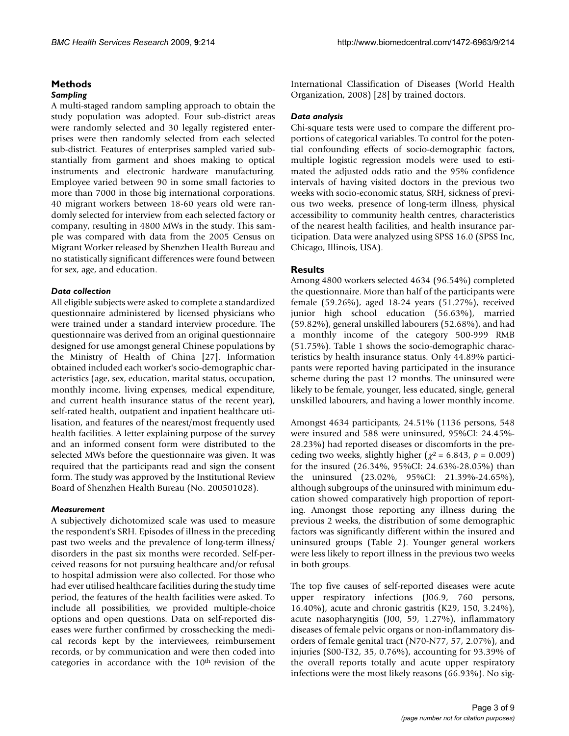## Methods

### *Sampling*

A multi-staged random sampling approach to obtain the study population was adopted. Four sub-district areas were randomly selected and 30 legally registered enterprises were then randomly selected from each selected sub-district. Features of enterprises sampled varied substantially from garment and shoes making to optical instruments and electronic hardware manufacturing. Employee varied between 90 in some small factories to more than 7000 in those big international corporations. 40 migrant workers between 18-60 years old were randomly selected for interview from each selected factory or company, resulting in 4800 MWs in the study. This sample was compared with data from the 2005 Census on Migrant Worker released by Shenzhen Health Bureau and no statistically significant differences were found between for sex, age, and education.

### *Data collection*

All eligible subjects were asked to complete a standardized questionnaire administered by licensed physicians who were trained under a standard interview procedure. The questionnaire was derived from an original questionnaire designed for use amongst general Chinese populations by the Ministry of Health of China [27]. Information obtained included each worker's socio-demographic characteristics (age, sex, education, marital status, occupation, monthly income, living expenses, medical expenditure, and current health insurance status of the recent year), self-rated health, outpatient and inpatient healthcare utilisation, and features of the nearest/most frequently used health facilities. A letter explaining purpose of the survey and an informed consent form were distributed to the selected MWs before the questionnaire was given. It was required that the participants read and sign the consent form. The study was approved by the Institutional Review Board of Shenzhen Health Bureau (No. 200501028).

### *Measurement*

A subjectively dichotomized scale was used to measure the respondent's SRH. Episodes of illness in the preceding past two weeks and the prevalence of long-term illness/disorders in the past six months were recorded. Self-perceived reasons for not pursuing healthcare and/or refusal to hospital admission were also collected. For those who had ever utilised healthcare facilities during the study time period, the features of the health facilities were asked. To include all possibilities, we provided multiple-choice options and open questions. Data on self-reported diseases were further confirmed by crosschecking the medical records kept by the interviewees, reimbursement records, or by communication and were then coded into categories in accordance with the 10[th] revision of the International Classification of Diseases (World Health Organization, 2008) [28] by trained doctors.

### *Data analysis*

Chi-square tests were used to compare the different proportions of categorical variables. To control for the potential confounding effects of socio-demographic factors, multiple logistic regression models were used to estimated the adjusted odds ratio and the 95% confidence intervals of having visited doctors in the previous two weeks with socio-economic status, SRH, sickness of previous two weeks, presence of long-term illness, physical accessibility to community health centres, characteristics of the nearest health facilities, and health insurance participation. Data were analyzed using SPSS 16.0 (SPSS Inc, Chicago, Illinois, USA).

## Results

Among 4800 workers selected 4634 (96.54%) completed the questionnaire. More than half of the participants were female (59.26%), aged 18-24 years (51.27%), received junior high school education (56.63%), married (59.82%), general unskilled labourers (52.68%), and had a monthly income of the category 500-999 RMB (51.75%). Table 1 shows the socio-demographic characteristics by health insurance status. Only 44.89% participants were reported having participated in the insurance scheme during the past 12 months. The uninsured were likely to be female, younger, less educated, single, general unskilled labourers, and having a lower monthly income.

Amongst 4634 participants, 24.51% (1136 persons, 548 were insured and 588 were uninsured, 95%CI: 24.45%-28.23%) had reported diseases or discomforts in the preceding two weeks, slightly higher ($\chi^2 = 6.843$, $p = 0.009$) for the insured (26.34%, 95%CI: 24.63%-28.05%) than the uninsured (23.02%, 95%CI: 21.39%-24.65%), although subgroups of the uninsured with minimum education showed comparatively high proportion of reporting. Amongst those reporting any illness during the previous 2 weeks, the distribution of some demographic factors was significantly different within the insured and uninsured groups (Table 2). Younger general workers were less likely to report illness in the previous two weeks in both groups.

The top five causes of self-reported diseases were acute upper respiratory infections (J06.9, 760 persons, 16.40%), acute and chronic gastritis (K29, 150, 3.24%), acute nasopharyngitis (J00, 59, 1.27%), inflammatory diseases of female pelvic organs or non-inflammatory disorders of female genital tract (N70-N77, 57, 2.07%), and injuries (S00-T32, 35, 0.76%), accounting for 93.39% of the overall reports totally and acute upper respiratory infections were the most likely reasons (66.93%). No sig-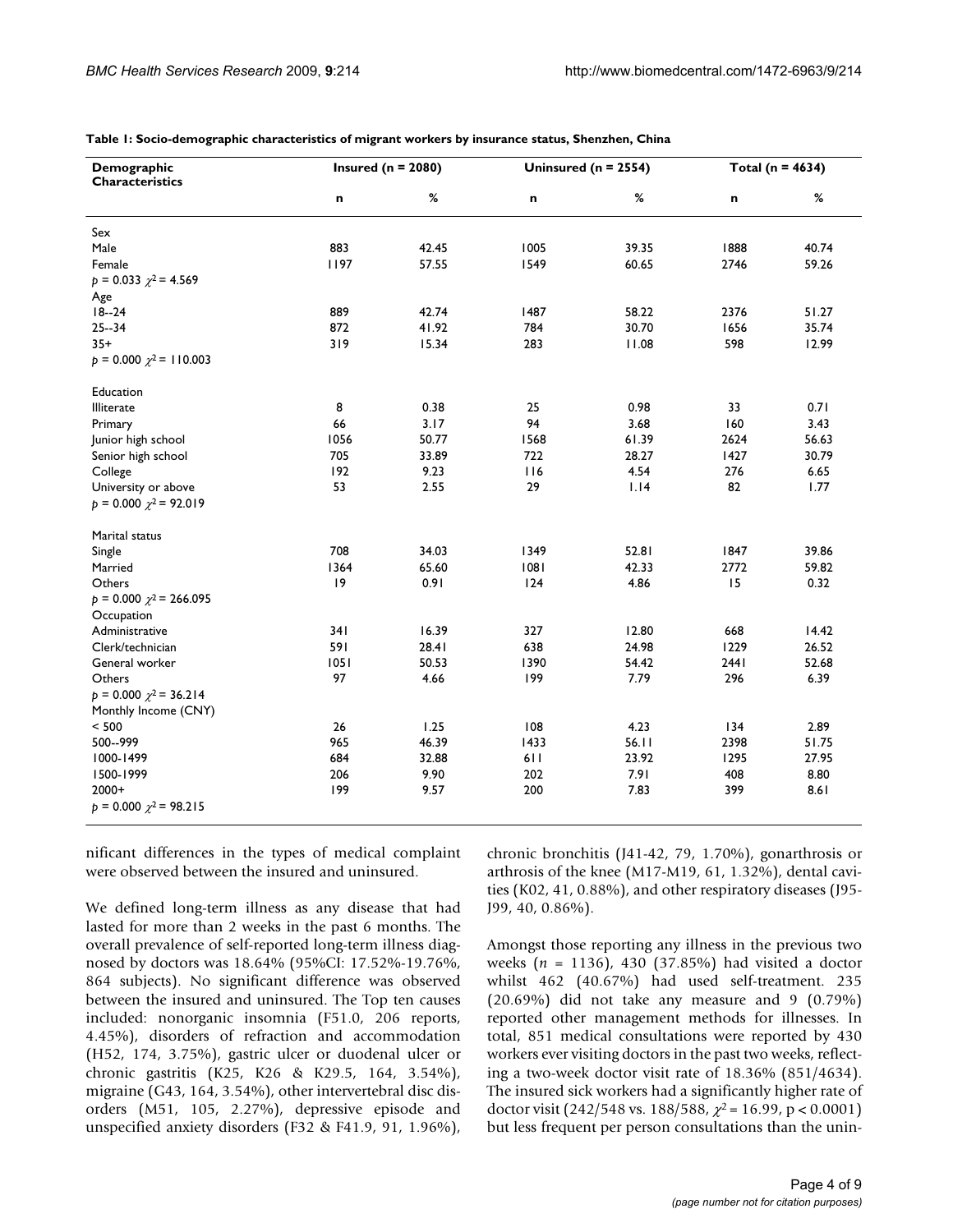**Table 1: Socio-demographic characteristics of migrant workers by insurance status, Shenzhen, China**

| Demographic Characteristics | Insured (n = 2080) | | Uninsured (n = 2554) | | Total (n = 4634) | |
|---|---|---|---|---|---|---|
| | n | % | n | % | n | % |
| Sex | | | | | | |
| Male | 883 | 42.45 | 1005 | 39.35 | 1888 | 40.74 |
| Female | 1197 | 57.55 | 1549 | 60.65 | 2746 | 59.26 |
| $p = 0.033$ $\chi^2 = 4.569$ | | | | | | |
| Age | | | | | | |
| 18--24 | 889 | 42.74 | 1487 | 58.22 | 2376 | 51.27 |
| 25--34 | 872 | 41.92 | 784 | 30.70 | 1656 | 35.74 |
| 35+ | 319 | 15.34 | 283 | 11.08 | 598 | 12.99 |
| $p = 0.000$ $\chi^2 = 110.003$ | | | | | | |
| Education | | | | | | |
| Illiterate | 8 | 0.38 | 25 | 0.98 | 33 | 0.71 |
| Primary | 66 | 3.17 | 94 | 3.68 | 160 | 3.43 |
| Junior high school | 1056 | 50.77 | 1568 | 61.39 | 2624 | 56.63 |
| Senior high school | 705 | 33.89 | 722 | 28.27 | 1427 | 30.79 |
| College | 192 | 9.23 | 116 | 4.54 | 276 | 6.65 |
| University or above | 53 | 2.55 | 29 | 1.14 | 82 | 1.77 |
| $p = 0.000$ $\chi^2 = 92.019$ | | | | | | |
| Marital status | | | | | | |
| Single | 708 | 34.03 | 1349 | 52.81 | 1847 | 39.86 |
| Married | 1364 | 65.60 | 1081 | 42.33 | 2772 | 59.82 |
| Others | 19 | 0.91 | 124 | 4.86 | 15 | 0.32 |
| $p = 0.000$ $\chi^2 = 266.095$ | | | | | | |
| Occupation | | | | | | |
| Administrative | 341 | 16.39 | 327 | 12.80 | 668 | 14.42 |
| Clerk/technician | 591 | 28.41 | 638 | 24.98 | 1229 | 26.52 |
| General worker | 1051 | 50.53 | 1390 | 54.42 | 2441 | 52.68 |
| Others | 97 | 4.66 | 199 | 7.79 | 296 | 6.39 |
| $p = 0.000$ $\chi^2 = 36.214$ | | | | | | |
| Monthly Income (CNY) | | | | | | |
| < 500 | 26 | 1.25 | 108 | 4.23 | 134 | 2.89 |
| 500--999 | 965 | 46.39 | 1433 | 56.11 | 2398 | 51.75 |
| 1000-1499 | 684 | 32.88 | 611 | 23.92 | 1295 | 27.95 |
| 1500-1999 | 206 | 9.90 | 202 | 7.91 | 408 | 8.80 |
| 2000+ | 199 | 9.57 | 200 | 7.83 | 399 | 8.61 |
| $p = 0.000$ $\chi^2 = 98.215$ | | | | | | |

nificant differences in the types of medical complaint were observed between the insured and uninsured.

We defined long-term illness as any disease that had lasted for more than 2 weeks in the past 6 months. The overall prevalence of self-reported long-term illness diagnosed by doctors was 18.64% (95%CI: 17.52%-19.76%, 864 subjects). No significant difference was observed between the insured and uninsured. The Top ten causes included: nonorganic insomnia (F51.0, 206 reports, 4.45%), disorders of refraction and accommodation (H52, 174, 3.75%), gastric ulcer or duodenal ulcer or chronic gastritis (K25, K26 & K29.5, 164, 3.54%), migraine (G43, 164, 3.54%), other intervertebral disc disorders (M51, 105, 2.27%), depressive episode and unspecified anxiety disorders (F32 & F41.9, 91, 1.96%), chronic bronchitis (J41-42, 79, 1.70%), gonarthrosis or arthrosis of the knee (M17-M19, 61, 1.32%), dental cavities (K02, 41, 0.88%), and other respiratory diseases (J95-J99, 40, 0.86%).

Amongst those reporting any illness in the previous two weeks ($n$ = 1136), 430 (37.85%) had visited a doctor whilst 462 (40.67%) had used self-treatment. 235 (20.69%) did not take any measure and 9 (0.79%) reported other management methods for illnesses. In total, 851 medical consultations were reported by 430 workers ever visiting doctors in the past two weeks, reflecting a two-week doctor visit rate of 18.36% (851/4634). The insured sick workers had a significantly higher rate of doctor visit (242/548 vs. 188/588, $\chi^2 = 16.99$, $p < 0.0001$) but less frequent per person consultations than the unin-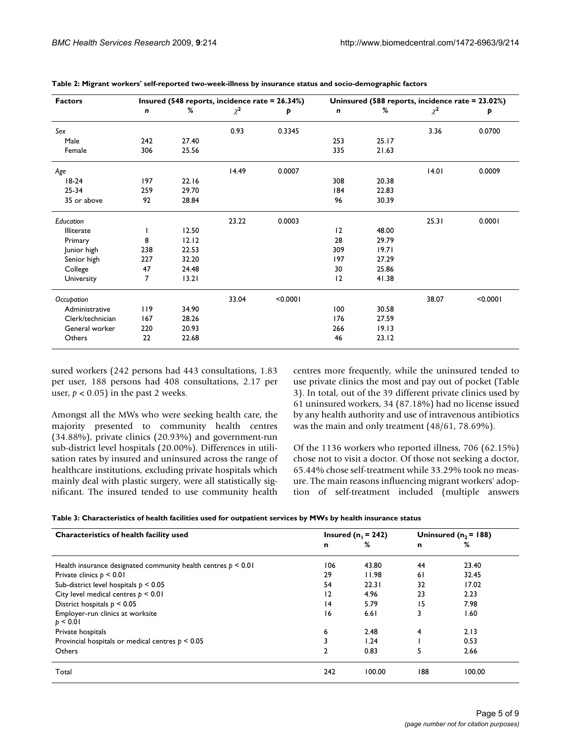**Table 2: Migrant workers' self-reported two-week-illness by insurance status and socio-demographic factors**

| Factors | Insured (548 reports, incidence rate = 26.34%) | | | | Uninsured (588 reports, incidence rate = 23.02%) | | | |
|---|---|---|---|---|---|---|---|---|
| | *n* | % | $\chi^2$ | *p* | *n* | % | $\chi^2$ | *p* |
| *Sex* | | | 0.93 | 0.3345 | | | 3.36 | 0.0700 |
| Male | 242 | 27.40 | | | 253 | 25.17 | | |
| Female | 306 | 25.56 | | | 335 | 21.63 | | |
| *Age* | | | 14.49 | 0.0007 | | | 14.01 | 0.0009 |
| 18-24 | 197 | 22.16 | | | 308 | 20.38 | | |
| 25-34 | 259 | 29.70 | | | 184 | 22.83 | | |
| 35 or above | 92 | 28.84 | | | 96 | 30.39 | | |
| *Education* | | | 23.22 | 0.0003 | | | 25.31 | 0.0001 |
| Illiterate | 1 | 12.50 | | | 12 | 48.00 | | |
| Primary | 8 | 12.12 | | | 28 | 29.79 | | |
| Junior high | 238 | 22.53 | | | 309 | 19.71 | | |
| Senior high | 227 | 32.20 | | | 197 | 27.29 | | |
| College | 47 | 24.48 | | | 30 | 25.86 | | |
| University | 7 | 13.21 | | | 12 | 41.38 | | |
| *Occupation* | | | 33.04 | <0.0001 | | | 38.07 | <0.0001 |
| Administrative | 119 | 34.90 | | | 100 | 30.58 | | |
| Clerk/technician | 167 | 28.26 | | | 176 | 27.59 | | |
| General worker | 220 | 20.93 | | | 266 | 19.13 | | |
| Others | 22 | 22.68 | | | 46 | 23.12 | | |

sured workers (242 persons had 443 consultations, 1.83 per user, 188 persons had 408 consultations, 2.17 per user, $p < 0.05$) in the past 2 weeks.

Amongst all the MWs who were seeking health care, the majority presented to community health centres (34.88%), private clinics (20.93%) and government-run sub-district level hospitals (20.00%). Differences in utilisation rates by insured and uninsured across the range of healthcare institutions, excluding private hospitals which mainly deal with plastic surgery, were all statistically significant. The insured tended to use community health centres more frequently, while the uninsured tended to use private clinics the most and pay out of pocket (Table 3). In total, out of the 39 different private clinics used by 61 uninsured workers, 34 (87.18%) had no license issued by any health authority and use of intravenous antibiotics was the main and only treatment (48/61, 78.69%).

Of the 1136 workers who reported illness, 706 (62.15%) chose not to visit a doctor. Of those not seeking a doctor, 65.44% chose self-treatment while 33.29% took no measure. The main reasons influencing migrant workers' adoption of self-treatment included (multiple answers

**Table 3: Characteristics of health facilities used for outpatient services by MWs by health insurance status**

| Characteristics of health facility used | Insured ($n_1$ = 242) | | Uninsured ($n_2$ = 188) | |
|---|---|---|---|---|
| | n | % | n | % |
| Health insurance designated community health centres $p < 0.01$ | 106 | 43.80 | 44 | 23.40 |
| Private clinics $p < 0.01$ | 29 | 11.98 | 61 | 32.45 |
| Sub-district level hospitals $p < 0.05$ | 54 | 22.31 | 32 | 17.02 |
| City level medical centres $p < 0.01$ | 12 | 4.96 | 23 | 2.23 |
| District hospitals $p < 0.05$ | 14 | 5.79 | 15 | 7.98 |
| Employer-run clinics at worksite $p < 0.01$ | 16 | 6.61 | 3 | 1.60 |
| Private hospitals | 6 | 2.48 | 4 | 2.13 |
| Provincial hospitals or medical centres $p < 0.05$ | 3 | 1.24 | 1 | 0.53 |
| Others | 2 | 0.83 | 5 | 2.66 |
| Total | 242 | 100.00 | 188 | 100.00 |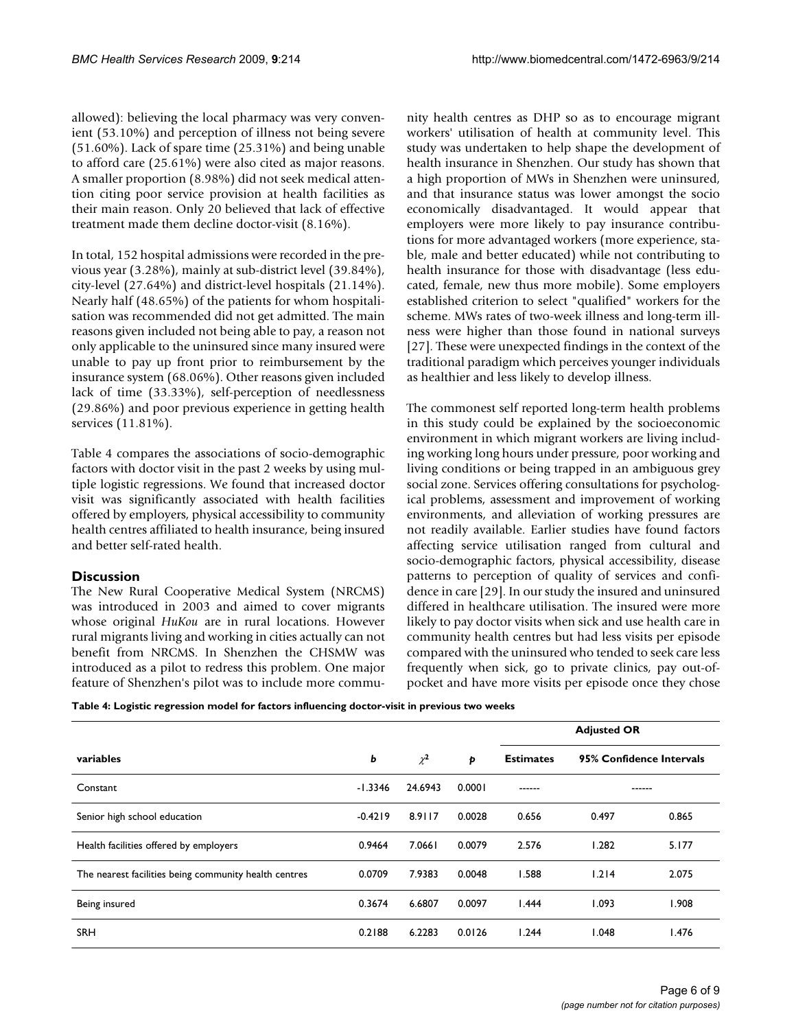allowed): believing the local pharmacy was very convenient (53.10%) and perception of illness not being severe (51.60%). Lack of spare time (25.31%) and being unable to afford care (25.61%) were also cited as major reasons. A smaller proportion (8.98%) did not seek medical attention citing poor service provision at health facilities as their main reason. Only 20 believed that lack of effective treatment made them decline doctor-visit (8.16%).

In total, 152 hospital admissions were recorded in the previous year (3.28%), mainly at sub-district level (39.84%), city-level (27.64%) and district-level hospitals (21.14%). Nearly half (48.65%) of the patients for whom hospitalisation was recommended did not get admitted. The main reasons given included not being able to pay, a reason not only applicable to the uninsured since many insured were unable to pay up front prior to reimbursement by the insurance system (68.06%). Other reasons given included lack of time (33.33%), self-perception of needlessness (29.86%) and poor previous experience in getting health services (11.81%).

Table 4 compares the associations of socio-demographic factors with doctor visit in the past 2 weeks by using multiple logistic regressions. We found that increased doctor visit was significantly associated with health facilities offered by employers, physical accessibility to community health centres affiliated to health insurance, being insured and better self-rated health.

## Discussion

The New Rural Cooperative Medical System (NRCMS) was introduced in 2003 and aimed to cover migrants whose original *HuKou* are in rural locations. However rural migrants living and working in cities actually can not benefit from NRCMS. In Shenzhen the CHSMW was introduced as a pilot to redress this problem. One major feature of Shenzhen's pilot was to include more community health centres as DHP so as to encourage migrant workers' utilisation of health at community level. This study was undertaken to help shape the development of health insurance in Shenzhen. Our study has shown that a high proportion of MWs in Shenzhen were uninsured, and that insurance status was lower amongst the socio economically disadvantaged. It would appear that employers were more likely to pay insurance contributions for more advantaged workers (more experience, stable, male and better educated) while not contributing to health insurance for those with disadvantage (less educated, female, new thus more mobile). Some employers established criterion to select "qualified" workers for the scheme. MWs rates of two-week illness and long-term illness were higher than those found in national surveys [27]. These were unexpected findings in the context of the traditional paradigm which perceives younger individuals as healthier and less likely to develop illness.

The commonest self reported long-term health problems in this study could be explained by the socioeconomic environment in which migrant workers are living including working long hours under pressure, poor working and living conditions or being trapped in an ambiguous grey social zone. Services offering consultations for psychological problems, assessment and improvement of working environments, and alleviation of working pressures are not readily available. Earlier studies have found factors affecting service utilisation ranged from cultural and socio-demographic factors, physical accessibility, disease patterns to perception of quality of services and confidence in care [29]. In our study the insured and uninsured differed in healthcare utilisation. The insured were more likely to pay doctor visits when sick and use health care in community health centres but had less visits per episode compared with the uninsured who tended to seek care less frequently when sick, go to private clinics, pay out-of-pocket and have more visits per episode once they chose

**Table 4: Logistic regression model for factors influencing doctor-visit in previous two weeks**

| | | | | Adjusted OR | | |
|---|---|---|---|---|---|---|
| **variables** | ***b*** | $\chi^2$ | ***p*** | **Estimates** | **95% Confidence Intervals** | |
| Constant | -1.3346 | 24.6943 | 0.0001 | ------ | ------ | |
| Senior high school education | -0.4219 | 8.9117 | 0.0028 | 0.656 | 0.497 | 0.865 |
| Health facilities offered by employers | 0.9464 | 7.0661 | 0.0079 | 2.576 | 1.282 | 5.177 |
| The nearest facilities being community health centres | 0.0709 | 7.9383 | 0.0048 | 1.588 | 1.214 | 2.075 |
| Being insured | 0.3674 | 6.6807 | 0.0097 | 1.444 | 1.093 | 1.908 |
| SRH | 0.2188 | 6.2283 | 0.0126 | 1.244 | 1.048 | 1.476 |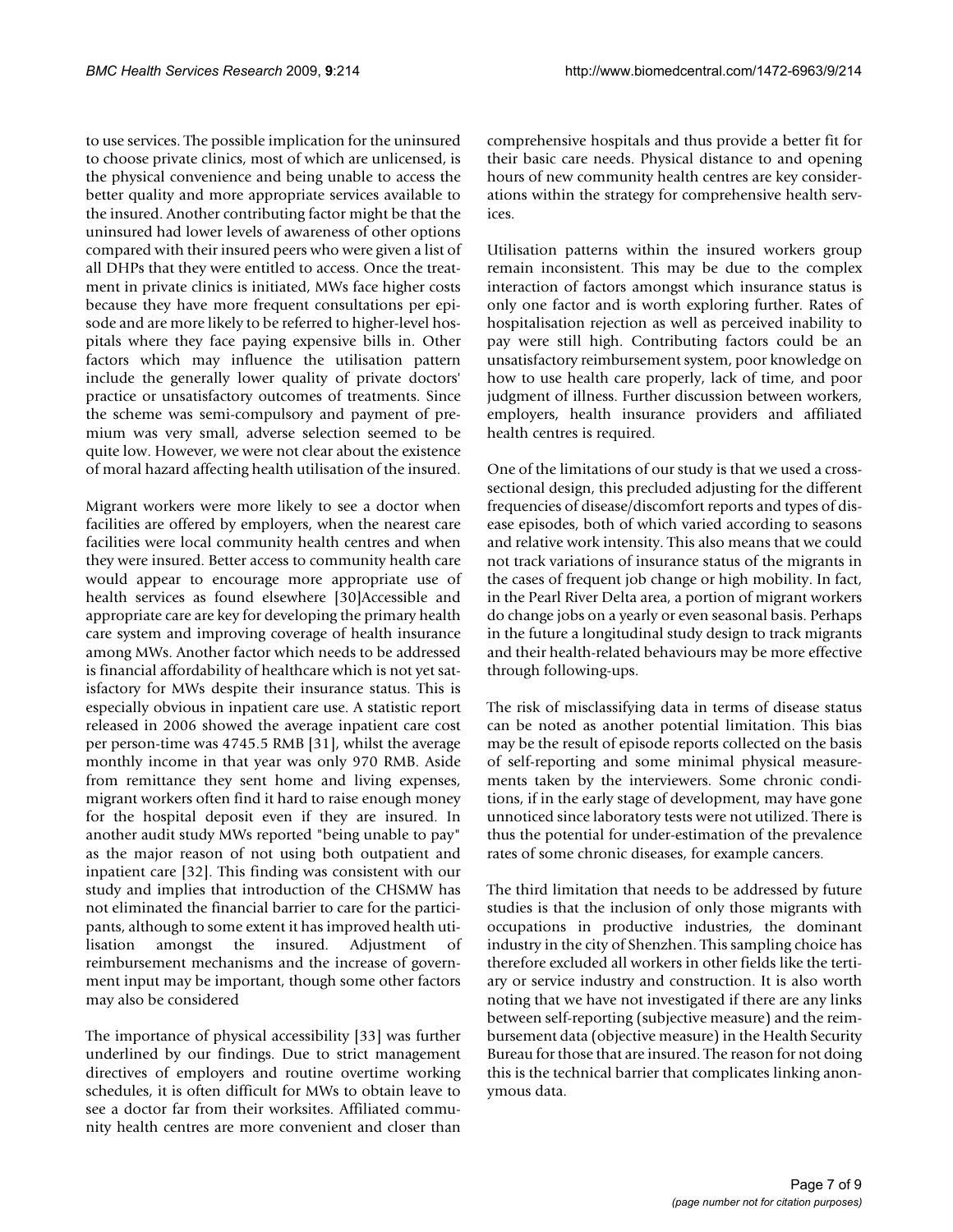to use services. The possible implication for the uninsured to choose private clinics, most of which are unlicensed, is the physical convenience and being unable to access the better quality and more appropriate services available to the insured. Another contributing factor might be that the uninsured had lower levels of awareness of other options compared with their insured peers who were given a list of all DHPs that they were entitled to access. Once the treatment in private clinics is initiated, MWs face higher costs because they have more frequent consultations per episode and are more likely to be referred to higher-level hospitals where they face paying expensive bills in. Other factors which may influence the utilisation pattern include the generally lower quality of private doctors' practice or unsatisfactory outcomes of treatments. Since the scheme was semi-compulsory and payment of premium was very small, adverse selection seemed to be quite low. However, we were not clear about the existence of moral hazard affecting health utilisation of the insured.

Migrant workers were more likely to see a doctor when facilities are offered by employers, when the nearest care facilities were local community health centres and when they were insured. Better access to community health care would appear to encourage more appropriate use of health services as found elsewhere [30]Accessible and appropriate care are key for developing the primary health care system and improving coverage of health insurance among MWs. Another factor which needs to be addressed is financial affordability of healthcare which is not yet satisfactory for MWs despite their insurance status. This is especially obvious in inpatient care use. A statistic report released in 2006 showed the average inpatient care cost per person-time was 4745.5 RMB [31], whilst the average monthly income in that year was only 970 RMB. Aside from remittance they sent home and living expenses, migrant workers often find it hard to raise enough money for the hospital deposit even if they are insured. In another audit study MWs reported "being unable to pay" as the major reason of not using both outpatient and inpatient care [32]. This finding was consistent with our study and implies that introduction of the CHSMW has not eliminated the financial barrier to care for the participants, although to some extent it has improved health utilisation amongst the insured. Adjustment of reimbursement mechanisms and the increase of government input may be important, though some other factors may also be considered

The importance of physical accessibility [33] was further underlined by our findings. Due to strict management directives of employers and routine overtime working schedules, it is often difficult for MWs to obtain leave to see a doctor far from their worksites. Affiliated community health centres are more convenient and closer than comprehensive hospitals and thus provide a better fit for their basic care needs. Physical distance to and opening hours of new community health centres are key considerations within the strategy for comprehensive health services.

Utilisation patterns within the insured workers group remain inconsistent. This may be due to the complex interaction of factors amongst which insurance status is only one factor and is worth exploring further. Rates of hospitalisation rejection as well as perceived inability to pay were still high. Contributing factors could be an unsatisfactory reimbursement system, poor knowledge on how to use health care properly, lack of time, and poor judgment of illness. Further discussion between workers, employers, health insurance providers and affiliated health centres is required.

One of the limitations of our study is that we used a cross-sectional design, this precluded adjusting for the different frequencies of disease/discomfort reports and types of disease episodes, both of which varied according to seasons and relative work intensity. This also means that we could not track variations of insurance status of the migrants in the cases of frequent job change or high mobility. In fact, in the Pearl River Delta area, a portion of migrant workers do change jobs on a yearly or even seasonal basis. Perhaps in the future a longitudinal study design to track migrants and their health-related behaviours may be more effective through following-ups.

The risk of misclassifying data in terms of disease status can be noted as another potential limitation. This bias may be the result of episode reports collected on the basis of self-reporting and some minimal physical measurements taken by the interviewers. Some chronic conditions, if in the early stage of development, may have gone unnoticed since laboratory tests were not utilized. There is thus the potential for under-estimation of the prevalence rates of some chronic diseases, for example cancers.

The third limitation that needs to be addressed by future studies is that the inclusion of only those migrants with occupations in productive industries, the dominant industry in the city of Shenzhen. This sampling choice has therefore excluded all workers in other fields like the tertiary or service industry and construction. It is also worth noting that we have not investigated if there are any links between self-reporting (subjective measure) and the reimbursement data (objective measure) in the Health Security Bureau for those that are insured. The reason for not doing this is the technical barrier that complicates linking anonymous data.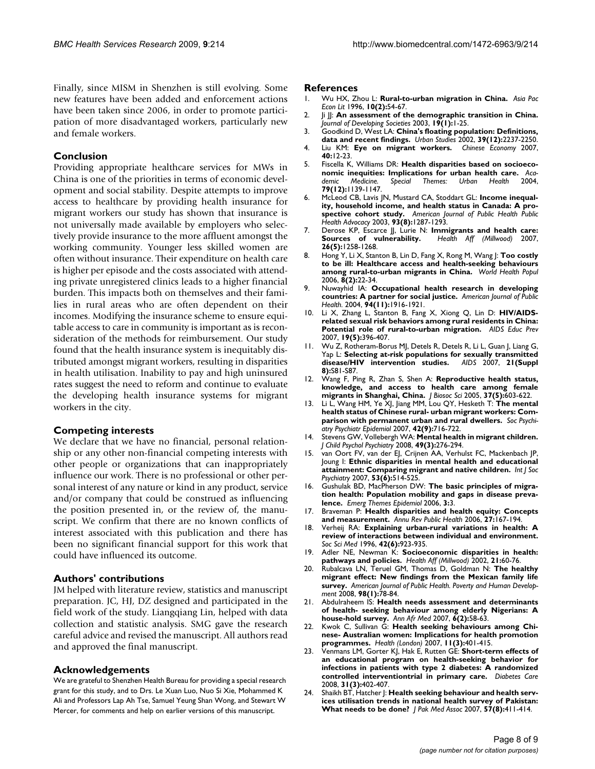Finally, since MISM in Shenzhen is still evolving. Some new features have been added and enforcement actions have been taken since 2006, in order to promote participation of more disadvantaged workers, particularly new and female workers.

## Conclusion

Providing appropriate healthcare services for MWs in China is one of the priorities in terms of economic development and social stability. Despite attempts to improve access to healthcare by providing health insurance for migrant workers our study has shown that insurance is not universally made available by employers who selectively provide insurance to the more affluent amongst the working community. Younger less skilled women are often without insurance. Their expenditure on health care is higher per episode and the costs associated with attending private unregistered clinics leads to a higher financial burden. This impacts both on themselves and their families in rural areas who are often dependent on their incomes. Modifying the insurance scheme to ensure equitable access to care in community is important as is reconsideration of the methods for reimbursement. Our study found that the health insurance system is inequitably distributed amongst migrant workers, resulting in disparities in health utilisation. Inability to pay and high uninsured rates suggest the need to reform and continue to evaluate the developing health insurance systems for migrant workers in the city.

## Competing interests

We declare that we have no financial, personal relationship or any other non-financial competing interests with other people or organizations that can inappropriately influence our work. There is no professional or other personal interest of any nature or kind in any product, service and/or company that could be construed as influencing the position presented in, or the review of, the manuscript. We confirm that there are no known conflicts of interest associated with this publication and there has been no significant financial support for this work that could have influenced its outcome.

## Authors' contributions

JM helped with literature review, statistics and manuscript preparation. JC, HJ, DZ designed and participated in the field work of the study. Liangqiang Lin, helped with data collection and statistic analysis. SMG gave the research careful advice and revised the manuscript. All authors read and approved the final manuscript.

## Acknowledgements

We are grateful to Shenzhen Health Bureau for providing a special research grant for this study, and to Drs. Le Xuan Luo, Nuo Si Xie, Mohammed K Ali and Professors Lap Ah Tse, Samuel Yeung Shan Wong, and Stewart W Mercer, for comments and help on earlier versions of this manuscript.

## References

1. Wu HX, Zhou L: **Rural-to-urban migration in China.** *Asia Pac Econ Lit* 1996, **10(2):**54-67.
2. Ji JJ: **An assessment of the demographic transition in China.** *Journal of Developing Societies* 2003, **19(1):**1-25.
3. Goodkind D, West LA: **China's floating population: Definitions, data and recent findings.** *Urban Studies* 2002, **39(12):**2237-2250.
4. Liu KM: **Eye on migrant workers.** *Chinese Economy* 2007, **40:**12-23.
5. Fiscella K, Williams DR: **Health disparities based on socioeconomic inequities: Implications for urban health care.** *Academic Medicine. Special Themes: Urban Health* 2004, **79(12):**1139-1147.
6. McLeod CB, Lavis JN, Mustard CA, Stoddart GL: **Income inequality, household income, and health status in Canada: A prospective cohort study.** *American Journal of Public Health Public Health Advocacy* 2003, **93(8):**1287-1293.
7. Derose KP, Escarce JJ, Lurie N: **Immigrants and health care: Sources of vulnerability.** *Health Aff (Millwood)* 2007, **26(5):**1258-1268.
8. Hong Y, Li X, Stanton B, Lin D, Fang X, Rong M, Wang J: **Too costly to be ill: Healthcare access and health-seeking behaviours among rural-to-urban migrants in China.** *World Health Popul* 2006, **8(2):**22-34.
9. Nuwayhid IA: **Occupational health research in developing countries: A partner for social justice.** *American Journal of Public Health.* 2004, **94(11):**1916-1921.
10. Li X, Zhang L, Stanton B, Fang X, Xiong Q, Lin D: **HIV/AIDS-related sexual risk behaviors among rural residents in China: Potential role of rural-to-urban migration.** *AIDS Educ Prev* 2007, **19(5):**396-407.
11. Wu Z, Rotheram-Borus MJ, Detels R, Detels R, Li L, Guan J, Liang G, Yap L: **Selecting at-risk populations for sexually transmitted disease/HIV intervention studies.** *AIDS* 2007, **21(Suppl 8):**S81-S87.
12. Wang F, Ping R, Zhan S, Shen A: **Reproductive health status, knowledge, and access to health care among female migrants in Shanghai, China.** *J Biosoc Sci* 2005, **37(5):**603-622.
13. Li L, Wang HM, Ye XJ, Jiang MM, Lou QY, Hesketh T: **The mental health status of Chinese rural- urban migrant workers: Comparison with permanent urban and rural dwellers.** *Soc Psychiatry Psychiatr Epidemiol* 2007, **42(9):**716-722.
14. Stevens GW, Vollebergh WA: **Mental health in migrant children.** *J Child Psychol Psychiatry* 2008, **49(3):**276-294.
15. van Oort FV, van der EJ, Crijnen AA, Verhulst FC, Mackenbach JP, Joung I: **Ethnic disparities in mental health and educational attainment: Comparing migrant and native children.** *Int J Soc Psychiatry* 2007, **53(6):**514-525.
16. Gushulak BD, MacPherson DW: **The basic principles of migration health: Population mobility and gaps in disease prevalence.** *Emerg Themes Epidemiol* 2006, **3:**3.
17. Braveman P: **Health disparities and health equity: Concepts and measurement.** *Annu Rev Public Health* 2006, **27:**167-194.
18. Verheij RA: **Explaining urban-rural variations in health: A review of interactions between individual and environment.** *Soc Sci Med* 1996, **42(6):**923-935.
19. Adler NE, Newman K: **Socioeconomic disparities in health: pathways and policies.** *Health Aff (Millwood)* 2002, **21:**60-76.
20. Rubalcava LN, Teruel GM, Thomas D, Goldman N: **The healthy migrant effect: New findings from the Mexican family life survey.** *American Journal of Public Health. Poverty and Human Development* 2008, **98(1):**78-84.
21. Abdulraheem IS: **Health needs assessment and determinants of health- seeking behaviour among elderly Nigerians: A house-hold survey.** *Ann Afr Med* 2007, **6(2):**58-63.
22. Kwok C, Sullivan G: **Health seeking behaviours among Chinese- Australian women: Implications for health promotion programmes.** *Health (London)* 2007, **11(3):**401-415.
23. Venmans LM, Gorter KJ, Hak E, Rutten GE: **Short-term effects of an educational program on health-seeking behavior for infections in patients with type 2 diabetes: A randomized controlled interventional trial in primary care.** *Diabetes Care* 2008, **31(3):**402-407.
24. Shaikh BT, Hatcher J: **Health seeking behaviour and health services utilisation trends in national health survey of Pakistan: What needs to be done?** *J Pak Med Assoc* 2007, **57(8):**411-414.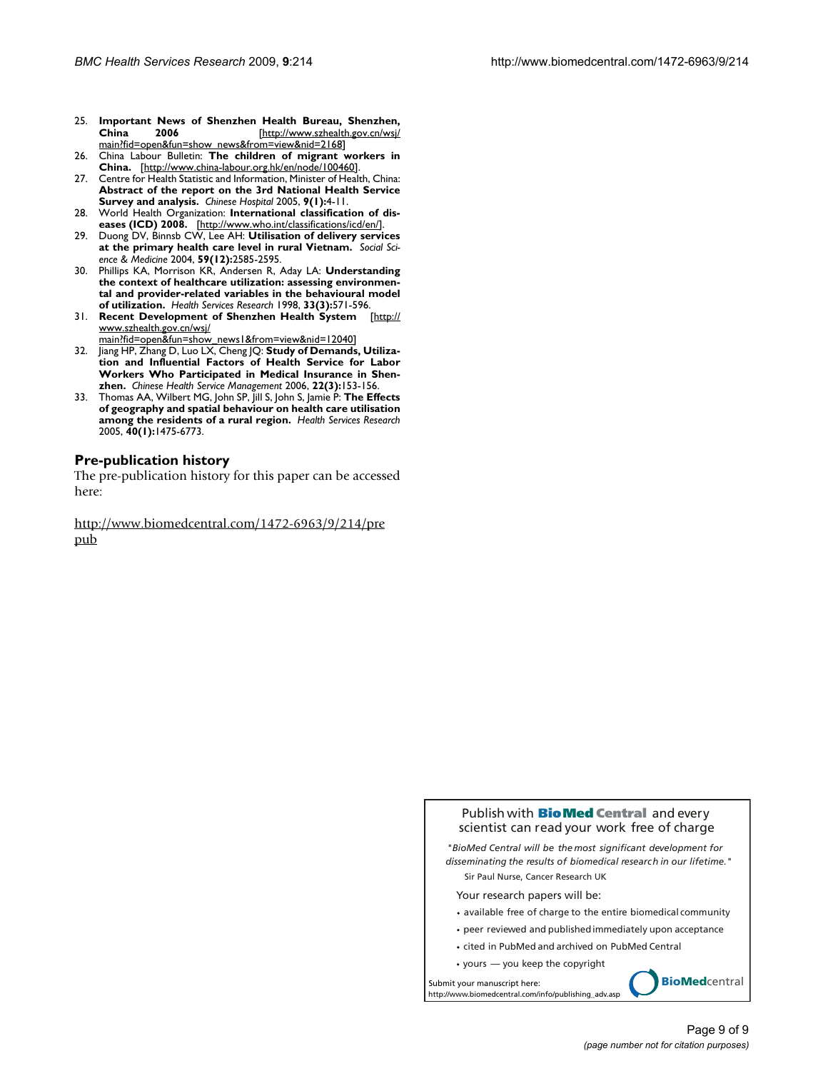25. **Important News of Shenzhen Health Bureau, Shenzhen, China 2006** [http://www.szhealth.gov.cn/wsj/main?fid=open&fun=show_news&from=view&nid=2168]
26. China Labour Bulletin: **The children of migrant workers in China.** [http://www.china-labour.org.hk/en/node/100460].
27. Centre for Health Statistic and Information, Minister of Health, China: **Abstract of the report on the 3rd National Health Service Survey and analysis.** *Chinese Hospital* 2005, **9(1):**4-11.
28. World Health Organization: **International classification of diseases (ICD) 2008.** [http://www.who.int/classifications/icd/en/].
29. Duong DV, Binnsb CW, Lee AH: **Utilisation of delivery services at the primary health care level in rural Vietnam.** *Social Science & Medicine* 2004, **59(12):**2585-2595.
30. Phillips KA, Morrison KR, Andersen R, Aday LA: **Understanding the context of healthcare utilization: assessing environmental and provider-related variables in the behavioural model of utilization.** *Health Services Research* 1998, **33(3):**571-596.
31. **Recent Development of Shenzhen Health System** [http://www.szhealth.gov.cn/wsj/main?fid=open&fun=show_news1&from=view&nid=12040]
32. Jiang HP, Zhang D, Luo LX, Cheng JQ: **Study of Demands, Utilization and Influential Factors of Health Service for Labor Workers Who Participated in Medical Insurance in Shenzhen.** *Chinese Health Service Management* 2006, **22(3):**153-156.
33. Thomas AA, Wilbert MG, John SP, Jill S, John S, Jamie P: **The Effects of geography and spatial behaviour on health care utilisation among the residents of a rural region.** *Health Services Research* 2005, **40(1):**1475-6773.

## Pre-publication history

The pre-publication history for this paper can be accessed here:

http://www.biomedcentral.com/1472-6963/9/214/prepub

Publish with **BioMed Central** and every scientist can read your work free of charge

*"BioMed Central will be the most significant development for disseminating the results of biomedical research in our lifetime."*

Sir Paul Nurse, Cancer Research UK

Your research papers will be:

- available free of charge to the entire biomedical community
- peer reviewed and published immediately upon acceptance
- cited in PubMed and archived on PubMed Central
- yours — you keep the copyright

Submit your manuscript here:
http://www.biomedcentral.com/info/publishing_adv.asp

BioMedcentral